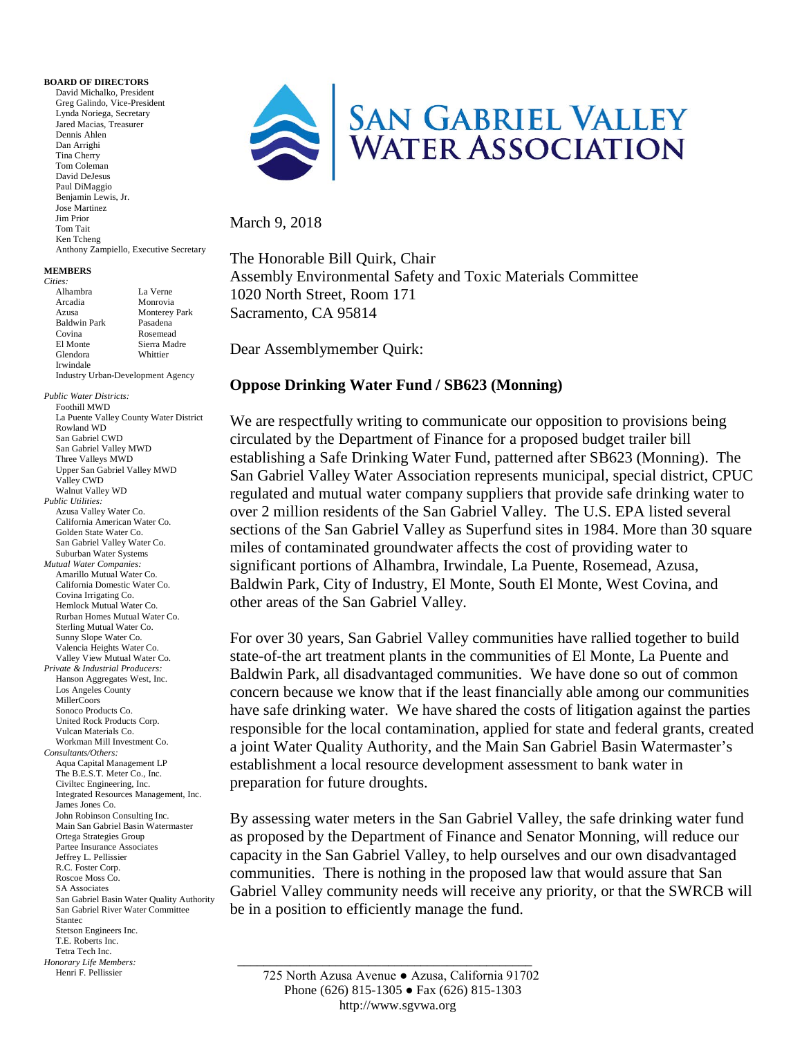# SAN GABRIEL VALLEY WATER ASSOCIATION

**BOARD OF DIRECTORS**
- David Michalko, President
- Greg Galindo, Vice-President
- Lynda Noriega, Secretary
- Jared Macias, Treasurer
- Dennis Ahlen
- Dan Arrighi
- Tina Cherry
- Tom Coleman
- David DeJesus
- Paul DiMaggio
- Benjamin Lewis, Jr.
- Jose Martinez
- Jim Prior
- Tom Tait
- Ken Tcheng
- Anthony Zampiello, Executive Secretary

**MEMBERS**

*Cities:*
- Alhambra
- Arcadia
- Azusa
- Baldwin Park
- Covina
- El Monte
- Glendora
- Irwindale
- La Verne
- Monrovia
- Monterey Park
- Pasadena
- Rosemead
- Sierra Madre
- Whittier
- Industry Urban-Development Agency

*Public Water Districts:*
- Foothill MWD
- La Puente Valley County Water District
- Rowland WD
- San Gabriel CWD
- San Gabriel Valley MWD
- Three Valleys MWD
- Upper San Gabriel Valley MWD
- Valley CWD
- Walnut Valley WD

*Public Utilities:*
- Azusa Valley Water Co.
- California American Water Co.
- Golden State Water Co.
- San Gabriel Valley Water Co.
- Suburban Water Systems

*Mutual Water Companies:*
- Amarillo Mutual Water Co.
- California Domestic Water Co.
- Covina Irrigating Co.
- Hemlock Mutual Water Co.
- Rurban Homes Mutual Water Co.
- Sterling Mutual Water Co.
- Sunny Slope Water Co.
- Valencia Heights Water Co.
- Valley View Mutual Water Co.

*Private & Industrial Producers:*
- Hanson Aggregates West, Inc.
- Los Angeles County
- MillerCoors
- Sonoco Products Co.
- United Rock Products Corp.
- Vulcan Materials Co.
- Workman Mill Investment Co.

*Consultants/Others:*
- Aqua Capital Management LP
- The B.E.S.T. Meter Co., Inc.
- Civiltec Engineering, Inc.
- Integrated Resources Management, Inc.
- James Jones Co.
- John Robinson Consulting Inc.
- Main San Gabriel Basin Watermaster
- Ortega Strategies Group
- Partee Insurance Associates
- Jeffrey L. Pellissier
- R.C. Foster Corp.
- Roscoe Moss Co.
- SA Associates
- San Gabriel Basin Water Quality Authority
- San Gabriel River Water Committee
- Stantec
- Stetson Engineers Inc.
- T.E. Roberts Inc.
- Tetra Tech Inc.

*Honorary Life Members:*
- Henri F. Pellissier

---

March 9, 2018

The Honorable Bill Quirk, Chair
Assembly Environmental Safety and Toxic Materials Committee
1020 North Street, Room 171
Sacramento, CA 95814

Dear Assemblymember Quirk:

**Oppose Drinking Water Fund / SB623 (Monning)**

We are respectfully writing to communicate our opposition to provisions being circulated by the Department of Finance for a proposed budget trailer bill establishing a Safe Drinking Water Fund, patterned after SB623 (Monning). The San Gabriel Valley Water Association represents municipal, special district, CPUC regulated and mutual water company suppliers that provide safe drinking water to over 2 million residents of the San Gabriel Valley. The U.S. EPA listed several sections of the San Gabriel Valley as Superfund sites in 1984. More than 30 square miles of contaminated groundwater affects the cost of providing water to significant portions of Alhambra, Irwindale, La Puente, Rosemead, Azusa, Baldwin Park, City of Industry, El Monte, South El Monte, West Covina, and other areas of the San Gabriel Valley.

For over 30 years, San Gabriel Valley communities have rallied together to build state-of-the art treatment plants in the communities of El Monte, La Puente and Baldwin Park, all disadvantaged communities. We have done so out of common concern because we know that if the least financially able among our communities have safe drinking water. We have shared the costs of litigation against the parties responsible for the local contamination, applied for state and federal grants, created a joint Water Quality Authority, and the Main San Gabriel Basin Watermaster's establishment a local resource development assessment to bank water in preparation for future droughts.

By assessing water meters in the San Gabriel Valley, the safe drinking water fund as proposed by the Department of Finance and Senator Monning, will reduce our capacity in the San Gabriel Valley, to help ourselves and our own disadvantaged communities. There is nothing in the proposed law that would assure that San Gabriel Valley community needs will receive any priority, or that the SWRCB will be in a position to efficiently manage the fund.

725 North Azusa Avenue ● Azusa, California 91702
Phone (626) 815-1305 ● Fax (626) 815-1303
http://www.sgvwa.org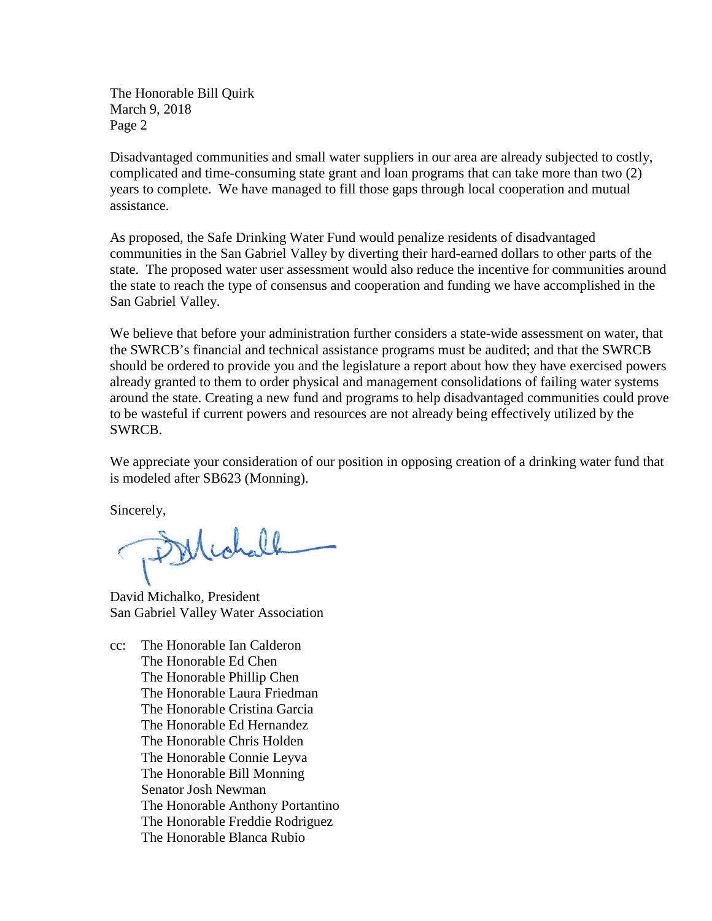The Honorable Bill Quirk
March 9, 2018
Page 2

Disadvantaged communities and small water suppliers in our area are already subjected to costly, complicated and time-consuming state grant and loan programs that can take more than two (2) years to complete. We have managed to fill those gaps through local cooperation and mutual assistance.

As proposed, the Safe Drinking Water Fund would penalize residents of disadvantaged communities in the San Gabriel Valley by diverting their hard-earned dollars to other parts of the state. The proposed water user assessment would also reduce the incentive for communities around the state to reach the type of consensus and cooperation and funding we have accomplished in the San Gabriel Valley.

We believe that before your administration further considers a state-wide assessment on water, that the SWRCB's financial and technical assistance programs must be audited; and that the SWRCB should be ordered to provide you and the legislature a report about how they have exercised powers already granted to them to order physical and management consolidations of failing water systems around the state. Creating a new fund and programs to help disadvantaged communities could prove to be wasteful if current powers and resources are not already being effectively utilized by the SWRCB.

We appreciate your consideration of our position in opposing creation of a drinking water fund that is modeled after SB623 (Monning).

Sincerely,

David Michalko, President
San Gabriel Valley Water Association

cc: The Honorable Ian Calderon
The Honorable Ed Chen
The Honorable Phillip Chen
The Honorable Laura Friedman
The Honorable Cristina Garcia
The Honorable Ed Hernandez
The Honorable Chris Holden
The Honorable Connie Leyva
The Honorable Bill Monning
Senator Josh Newman
The Honorable Anthony Portantino
The Honorable Freddie Rodriguez
The Honorable Blanca Rubio